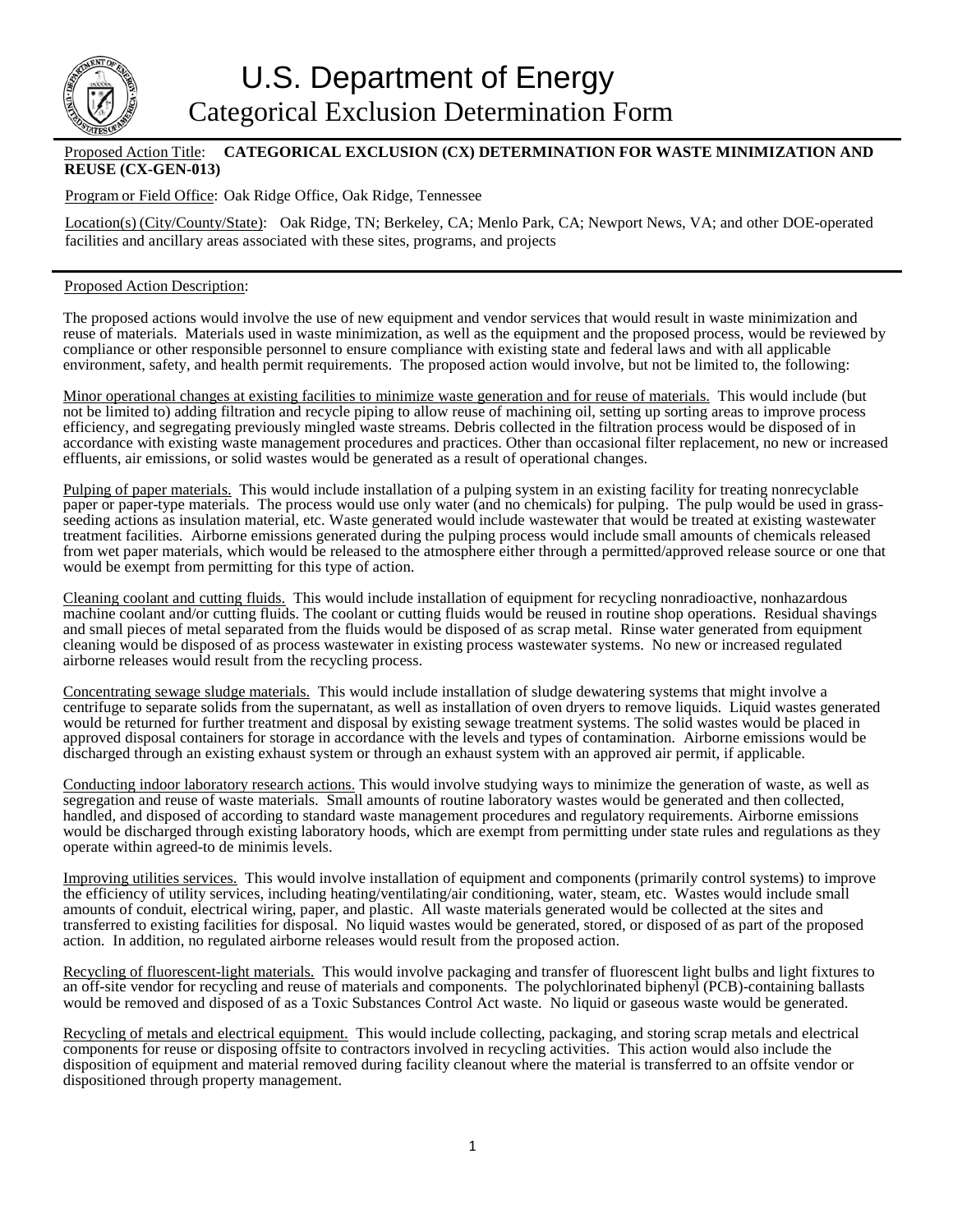# U.S. Department of Energy

## Categorical Exclusion Determination Form

Proposed Action Title: **CATEGORICAL EXCLUSION (CX) DETERMINATION FOR WASTE MINIMIZATION AND REUSE (CX-GEN-013)**

Program or Field Office: Oak Ridge Office, Oak Ridge, Tennessee

Location(s) (City/County/State): Oak Ridge, TN; Berkeley, CA; Menlo Park, CA; Newport News, VA; and other DOE-operated facilities and ancillary areas associated with these sites, programs, and projects

---

Proposed Action Description:

The proposed actions would involve the use of new equipment and vendor services that would result in waste minimization and reuse of materials. Materials used in waste minimization, as well as the equipment and the proposed process, would be reviewed by compliance or other responsible personnel to ensure compliance with existing state and federal laws and with all applicable environment, safety, and health permit requirements. The proposed action would involve, but not be limited to, the following:

Minor operational changes at existing facilities to minimize waste generation and for reuse of materials. This would include (but not be limited to) adding filtration and recycle piping to allow reuse of machining oil, setting up sorting areas to improve process efficiency, and segregating previously mingled waste streams. Debris collected in the filtration process would be disposed of in accordance with existing waste management procedures and practices. Other than occasional filter replacement, no new or increased effluents, air emissions, or solid wastes would be generated as a result of operational changes.

Pulping of paper materials. This would include installation of a pulping system in an existing facility for treating nonrecyclable paper or paper-type materials. The process would use only water (and no chemicals) for pulping. The pulp would be used in grass-seeding actions as insulation material, etc. Waste generated would include wastewater that would be treated at existing wastewater treatment facilities. Airborne emissions generated during the pulping process would include small amounts of chemicals released from wet paper materials, which would be released to the atmosphere either through a permitted/approved release source or one that would be exempt from permitting for this type of action.

Cleaning coolant and cutting fluids. This would include installation of equipment for recycling nonradioactive, nonhazardous machine coolant and/or cutting fluids. The coolant or cutting fluids would be reused in routine shop operations. Residual shavings and small pieces of metal separated from the fluids would be disposed of as scrap metal. Rinse water generated from equipment cleaning would be disposed of as process wastewater in existing process wastewater systems. No new or increased regulated airborne releases would result from the recycling process.

Concentrating sewage sludge materials. This would include installation of sludge dewatering systems that might involve a centrifuge to separate solids from the supernatant, as well as installation of oven dryers to remove liquids. Liquid wastes generated would be returned for further treatment and disposal by existing sewage treatment systems. The solid wastes would be placed in approved disposal containers for storage in accordance with the levels and types of contamination. Airborne emissions would be discharged through an existing exhaust system or through an exhaust system with an approved air permit, if applicable.

Conducting indoor laboratory research actions. This would involve studying ways to minimize the generation of waste, as well as segregation and reuse of waste materials. Small amounts of routine laboratory wastes would be generated and then collected, handled, and disposed of according to standard waste management procedures and regulatory requirements. Airborne emissions would be discharged through existing laboratory hoods, which are exempt from permitting under state rules and regulations as they operate within agreed-to de minimis levels.

Improving utilities services. This would involve installation of equipment and components (primarily control systems) to improve the efficiency of utility services, including heating/ventilating/air conditioning, water, steam, etc. Wastes would include small amounts of conduit, electrical wiring, paper, and plastic. All waste materials generated would be collected at the sites and transferred to existing facilities for disposal. No liquid wastes would be generated, stored, or disposed of as part of the proposed action. In addition, no regulated airborne releases would result from the proposed action.

Recycling of fluorescent-light materials. This would involve packaging and transfer of fluorescent light bulbs and light fixtures to an off-site vendor for recycling and reuse of materials and components. The polychlorinated biphenyl (PCB)-containing ballasts would be removed and disposed of as a Toxic Substances Control Act waste. No liquid or gaseous waste would be generated.

Recycling of metals and electrical equipment. This would include collecting, packaging, and storing scrap metals and electrical components for reuse or disposing offsite to contractors involved in recycling activities. This action would also include the disposition of equipment and material removed during facility cleanout where the material is transferred to an offsite vendor or dispositioned through property management.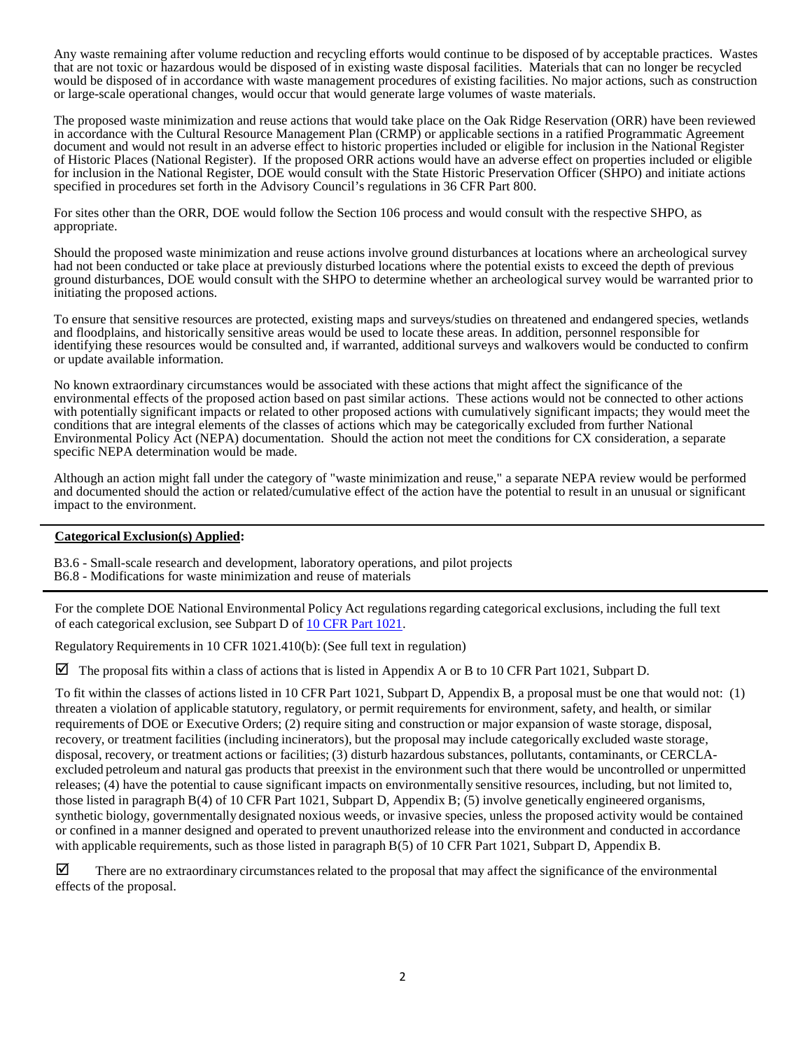Any waste remaining after volume reduction and recycling efforts would continue to be disposed of by acceptable practices. Wastes that are not toxic or hazardous would be disposed of in existing waste disposal facilities. Materials that can no longer be recycled would be disposed of in accordance with waste management procedures of existing facilities. No major actions, such as construction or large-scale operational changes, would occur that would generate large volumes of waste materials.

The proposed waste minimization and reuse actions that would take place on the Oak Ridge Reservation (ORR) have been reviewed in accordance with the Cultural Resource Management Plan (CRMP) or applicable sections in a ratified Programmatic Agreement document and would not result in an adverse effect to historic properties included or eligible for inclusion in the National Register of Historic Places (National Register). If the proposed ORR actions would have an adverse effect on properties included or eligible for inclusion in the National Register, DOE would consult with the State Historic Preservation Officer (SHPO) and initiate actions specified in procedures set forth in the Advisory Council's regulations in 36 CFR Part 800.

For sites other than the ORR, DOE would follow the Section 106 process and would consult with the respective SHPO, as appropriate.

Should the proposed waste minimization and reuse actions involve ground disturbances at locations where an archeological survey had not been conducted or take place at previously disturbed locations where the potential exists to exceed the depth of previous ground disturbances, DOE would consult with the SHPO to determine whether an archeological survey would be warranted prior to initiating the proposed actions.

To ensure that sensitive resources are protected, existing maps and surveys/studies on threatened and endangered species, wetlands and floodplains, and historically sensitive areas would be used to locate these areas. In addition, personnel responsible for identifying these resources would be consulted and, if warranted, additional surveys and walkovers would be conducted to confirm or update available information.

No known extraordinary circumstances would be associated with these actions that might affect the significance of the environmental effects of the proposed action based on past similar actions. These actions would not be connected to other actions with potentially significant impacts or related to other proposed actions with cumulatively significant impacts; they would meet the conditions that are integral elements of the classes of actions which may be categorically excluded from further National Environmental Policy Act (NEPA) documentation. Should the action not meet the conditions for CX consideration, a separate specific NEPA determination would be made.

Although an action might fall under the category of "waste minimization and reuse," a separate NEPA review would be performed and documented should the action or related/cumulative effect of the action have the potential to result in an unusual or significant impact to the environment.

---

**Categorical Exclusion(s) Applied:**

B3.6 - Small-scale research and development, laboratory operations, and pilot projects
B6.8 - Modifications for waste minimization and reuse of materials

---

For the complete DOE National Environmental Policy Act regulations regarding categorical exclusions, including the full text of each categorical exclusion, see Subpart D of 10 CFR Part 1021.

Regulatory Requirements in 10 CFR 1021.410(b): (See full text in regulation)

☑ The proposal fits within a class of actions that is listed in Appendix A or B to 10 CFR Part 1021, Subpart D.

To fit within the classes of actions listed in 10 CFR Part 1021, Subpart D, Appendix B, a proposal must be one that would not: (1) threaten a violation of applicable statutory, regulatory, or permit requirements for environment, safety, and health, or similar requirements of DOE or Executive Orders; (2) require siting and construction or major expansion of waste storage, disposal, recovery, or treatment facilities (including incinerators), but the proposal may include categorically excluded waste storage, disposal, recovery, or treatment actions or facilities; (3) disturb hazardous substances, pollutants, contaminants, or CERCLA-excluded petroleum and natural gas products that preexist in the environment such that there would be uncontrolled or unpermitted releases; (4) have the potential to cause significant impacts on environmentally sensitive resources, including, but not limited to, those listed in paragraph B(4) of 10 CFR Part 1021, Subpart D, Appendix B; (5) involve genetically engineered organisms, synthetic biology, governmentally designated noxious weeds, or invasive species, unless the proposed activity would be contained or confined in a manner designed and operated to prevent unauthorized release into the environment and conducted in accordance with applicable requirements, such as those listed in paragraph B(5) of 10 CFR Part 1021, Subpart D, Appendix B.

☑ There are no extraordinary circumstances related to the proposal that may affect the significance of the environmental effects of the proposal.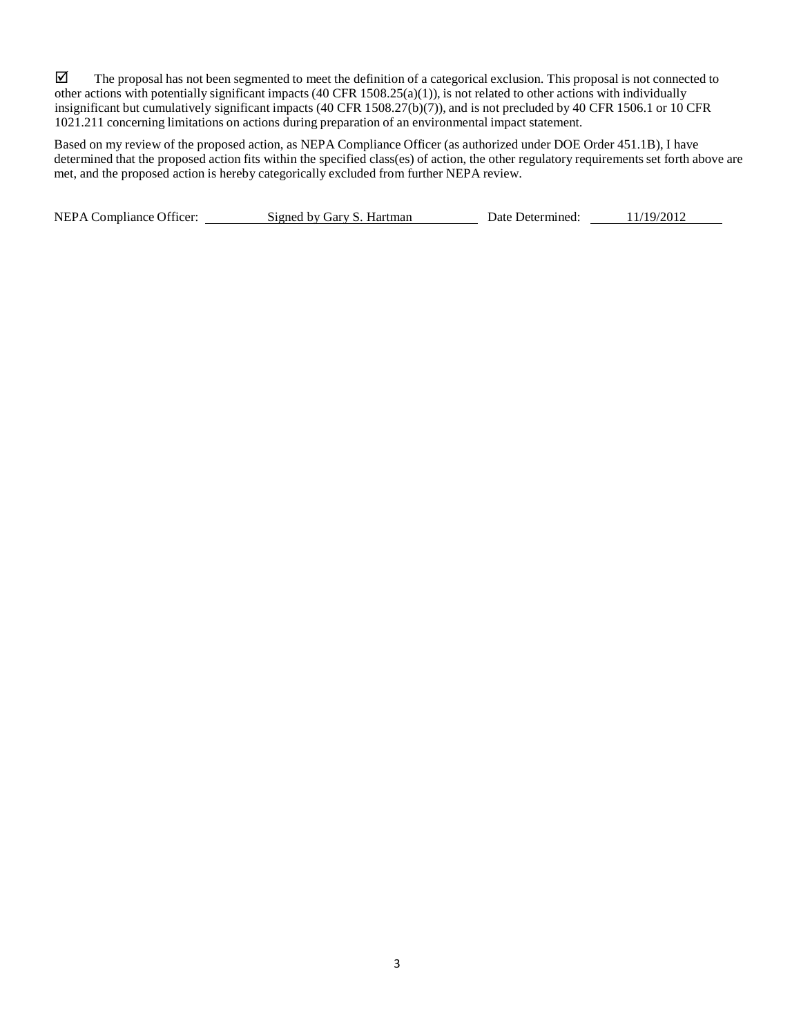☑ The proposal has not been segmented to meet the definition of a categorical exclusion. This proposal is not connected to other actions with potentially significant impacts (40 CFR 1508.25(a)(1)), is not related to other actions with individually insignificant but cumulatively significant impacts (40 CFR 1508.27(b)(7)), and is not precluded by 40 CFR 1506.1 or 10 CFR 1021.211 concerning limitations on actions during preparation of an environmental impact statement.

Based on my review of the proposed action, as NEPA Compliance Officer (as authorized under DOE Order 451.1B), I have determined that the proposed action fits within the specified class(es) of action, the other regulatory requirements set forth above are met, and the proposed action is hereby categorically excluded from further NEPA review.

NEPA Compliance Officer: Signed by Gary S. Hartman Date Determined: 11/19/2012